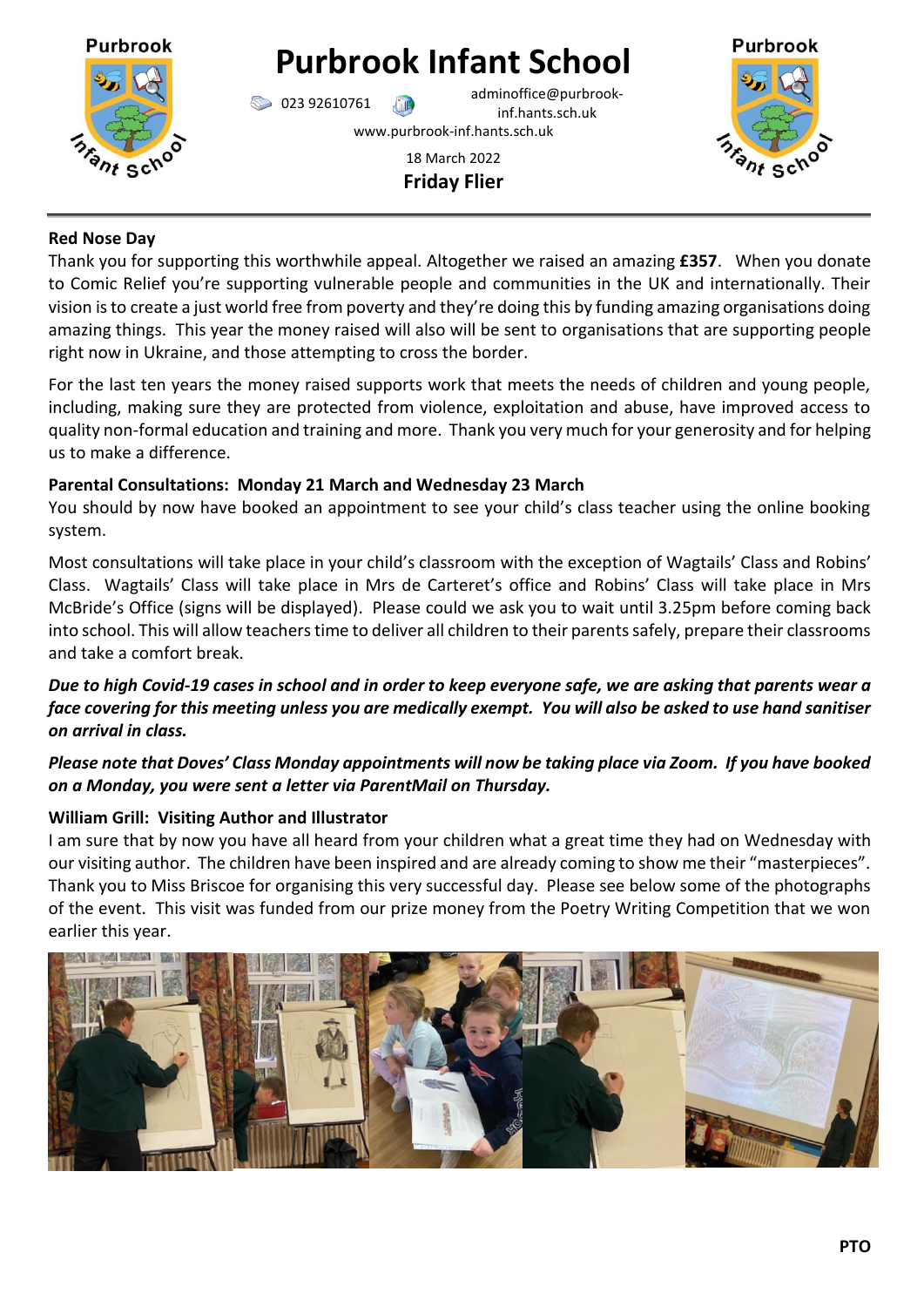# Purbrook Infant School

023 92610761 adminoffice@purbrook-inf.hants.sch.uk

www.purbrook-inf.hants.sch.uk

18 March 2022

**Friday Flier**

---

**Red Nose Day**

Thank you for supporting this worthwhile appeal. Altogether we raised an amazing **£357**. When you donate to Comic Relief you're supporting vulnerable people and communities in the UK and internationally. Their vision is to create a just world free from poverty and they're doing this by funding amazing organisations doing amazing things. This year the money raised will also will be sent to organisations that are supporting people right now in Ukraine, and those attempting to cross the border.

For the last ten years the money raised supports work that meets the needs of children and young people, including, making sure they are protected from violence, exploitation and abuse, have improved access to quality non-formal education and training and more. Thank you very much for your generosity and for helping us to make a difference.

**Parental Consultations: Monday 21 March and Wednesday 23 March**

You should by now have booked an appointment to see your child's class teacher using the online booking system.

Most consultations will take place in your child's classroom with the exception of Wagtails' Class and Robins' Class. Wagtails' Class will take place in Mrs de Carteret's office and Robins' Class will take place in Mrs McBride's Office (signs will be displayed). Please could we ask you to wait until 3.25pm before coming back into school. This will allow teachers time to deliver all children to their parents safely, prepare their classrooms and take a comfort break.

***Due to high Covid-19 cases in school and in order to keep everyone safe, we are asking that parents wear a face covering for this meeting unless you are medically exempt. You will also be asked to use hand sanitiser on arrival in class.***

***Please note that Doves' Class Monday appointments will now be taking place via Zoom. If you have booked on a Monday, you were sent a letter via ParentMail on Thursday.***

**William Grill: Visiting Author and Illustrator**

I am sure that by now you have all heard from your children what a great time they had on Wednesday with our visiting author. The children have been inspired and are already coming to show me their "masterpieces". Thank you to Miss Briscoe for organising this very successful day. Please see below some of the photographs of the event. This visit was funded from our prize money from the Poetry Writing Competition that we won earlier this year.

**PTO**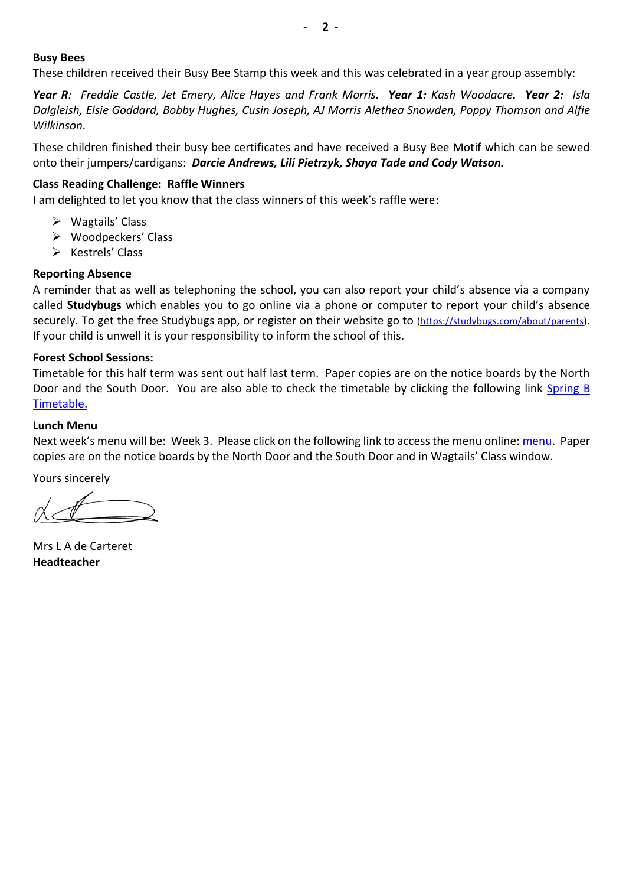**Busy Bees**

These children received their Busy Bee Stamp this week and this was celebrated in a year group assembly:

***Year R**: Freddie Castle, Jet Emery, Alice Hayes and Frank Morris. **Year 1:** Kash Woodacre. **Year 2:** Isla Dalgleish, Elsie Goddard, Bobby Hughes, Cusin Joseph, AJ Morris Alethea Snowden, Poppy Thomson and Alfie Wilkinson.*

These children finished their busy bee certificates and have received a Busy Bee Motif which can be sewed onto their jumpers/cardigans: ***Darcie Andrews, Lili Pietrzyk, Shaya Tade and Cody Watson.***

**Class Reading Challenge: Raffle Winners**

I am delighted to let you know that the class winners of this week's raffle were:

- Wagtails' Class
- Woodpeckers' Class
- Kestrels' Class

**Reporting Absence**

A reminder that as well as telephoning the school, you can also report your child's absence via a company called **Studybugs** which enables you to go online via a phone or computer to report your child's absence securely. To get the free Studybugs app, or register on their website go to (https://studybugs.com/about/parents). If your child is unwell it is your responsibility to inform the school of this.

**Forest School Sessions:**

Timetable for this half term was sent out half last term. Paper copies are on the notice boards by the North Door and the South Door. You are also able to check the timetable by clicking the following link Spring B Timetable.

**Lunch Menu**

Next week's menu will be: Week 3. Please click on the following link to access the menu online: menu. Paper copies are on the notice boards by the North Door and the South Door and in Wagtails' Class window.

Yours sincerely

Mrs L A de Carteret
**Headteacher**